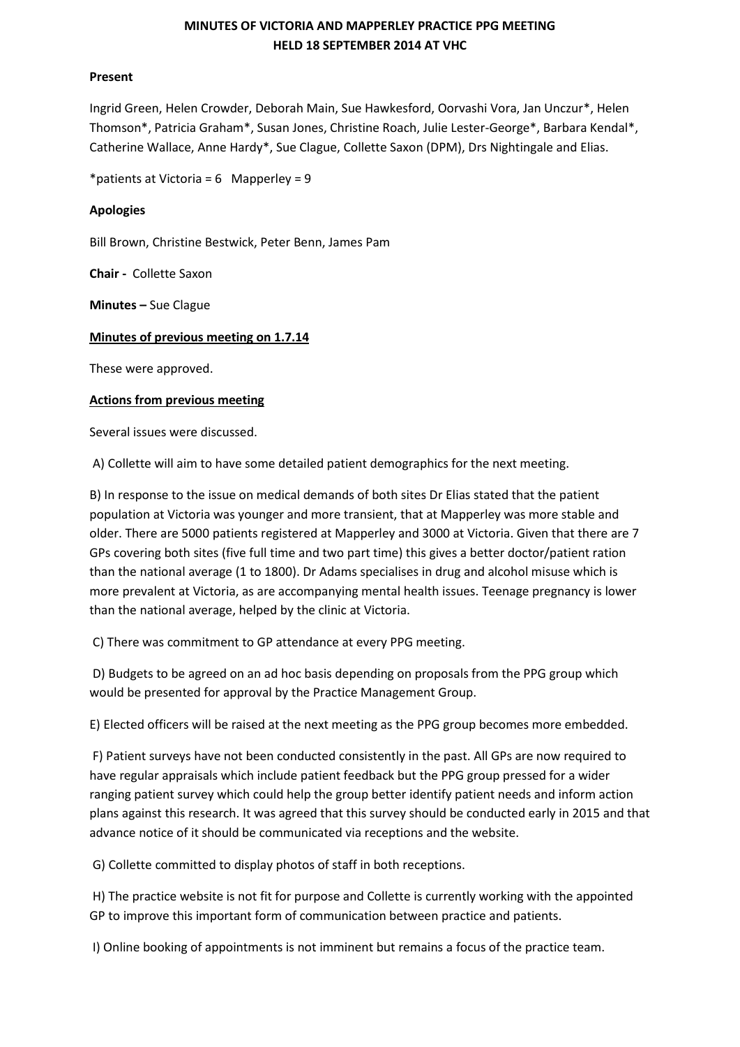# MINUTES OF VICTORIA AND MAPPERLEY PRACTICE PPG MEETING
# HELD 18 SEPTEMBER 2014 AT VHC

**Present**

Ingrid Green, Helen Crowder, Deborah Main, Sue Hawkesford, Oorvashi Vora, Jan Unczur*, Helen Thomson*, Patricia Graham*, Susan Jones, Christine Roach, Julie Lester-George*, Barbara Kendal*, Catherine Wallace, Anne Hardy*, Sue Clague, Collette Saxon (DPM), Drs Nightingale and Elias.

*patients at Victoria = 6   Mapperley = 9

**Apologies**

Bill Brown, Christine Bestwick, Peter Benn, James Pam

**Chair -** Collette Saxon

**Minutes –** Sue Clague

**<u>Minutes of previous meeting on 1.7.14</u>**

These were approved.

**<u>Actions from previous meeting</u>**

Several issues were discussed.

A) Collette will aim to have some detailed patient demographics for the next meeting.

B) In response to the issue on medical demands of both sites Dr Elias stated that the patient population at Victoria was younger and more transient, that at Mapperley was more stable and older. There are 5000 patients registered at Mapperley and 3000 at Victoria. Given that there are 7 GPs covering both sites (five full time and two part time) this gives a better doctor/patient ration than the national average (1 to 1800). Dr Adams specialises in drug and alcohol misuse which is more prevalent at Victoria, as are accompanying mental health issues. Teenage pregnancy is lower than the national average, helped by the clinic at Victoria.

C) There was commitment to GP attendance at every PPG meeting.

D) Budgets to be agreed on an ad hoc basis depending on proposals from the PPG group which would be presented for approval by the Practice Management Group.

E) Elected officers will be raised at the next meeting as the PPG group becomes more embedded.

F) Patient surveys have not been conducted consistently in the past. All GPs are now required to have regular appraisals which include patient feedback but the PPG group pressed for a wider ranging patient survey which could help the group better identify patient needs and inform action plans against this research. It was agreed that this survey should be conducted early in 2015 and that advance notice of it should be communicated via receptions and the website.

G) Collette committed to display photos of staff in both receptions.

H) The practice website is not fit for purpose and Collette is currently working with the appointed GP to improve this important form of communication between practice and patients.

I) Online booking of appointments is not imminent but remains a focus of the practice team.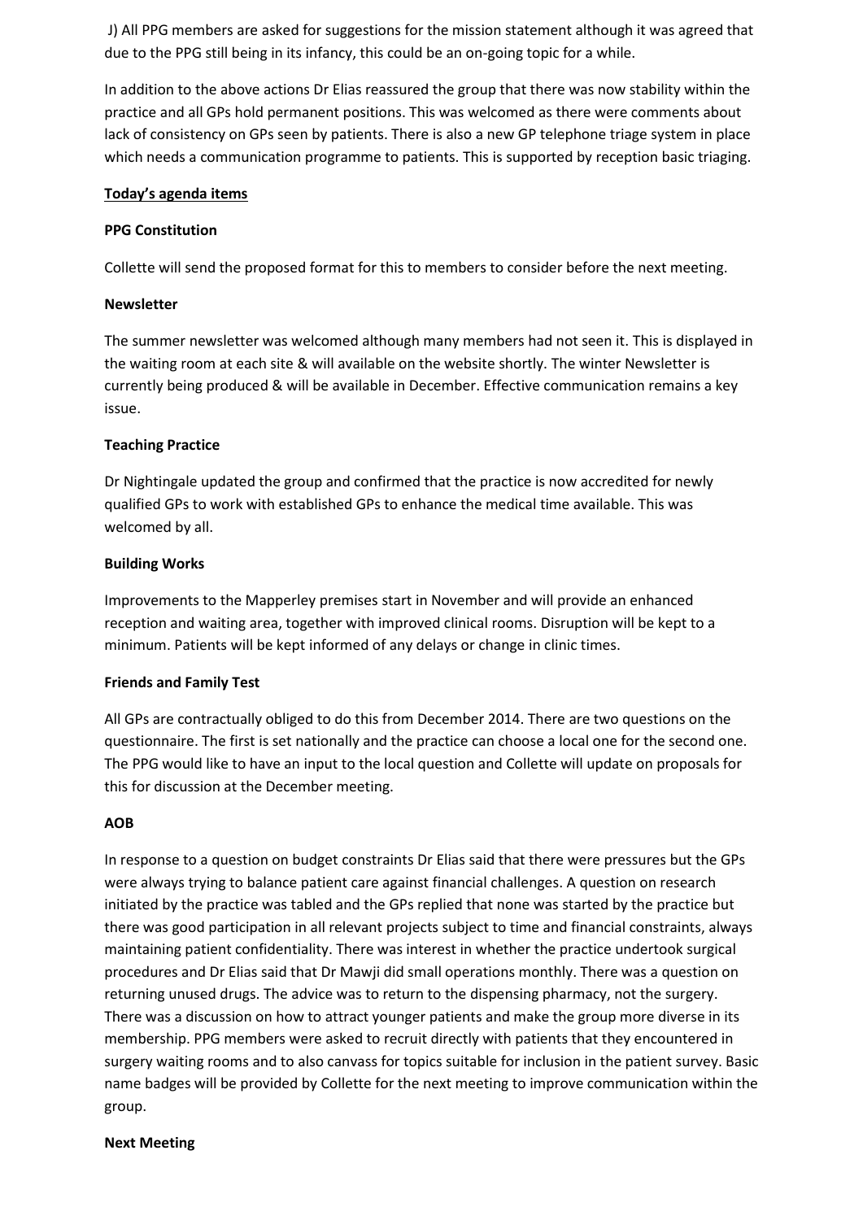J) All PPG members are asked for suggestions for the mission statement although it was agreed that due to the PPG still being in its infancy, this could be an on-going topic for a while.

In addition to the above actions Dr Elias reassured the group that there was now stability within the practice and all GPs hold permanent positions. This was welcomed as there were comments about lack of consistency on GPs seen by patients. There is also a new GP telephone triage system in place which needs a communication programme to patients. This is supported by reception basic triaging.

**Today's agenda items**

**PPG Constitution**

Collette will send the proposed format for this to members to consider before the next meeting.

**Newsletter**

The summer newsletter was welcomed although many members had not seen it. This is displayed in the waiting room at each site & will available on the website shortly. The winter Newsletter is currently being produced & will be available in December. Effective communication remains a key issue.

**Teaching Practice**

Dr Nightingale updated the group and confirmed that the practice is now accredited for newly qualified GPs to work with established GPs to enhance the medical time available. This was welcomed by all.

**Building Works**

Improvements to the Mapperley premises start in November and will provide an enhanced reception and waiting area, together with improved clinical rooms. Disruption will be kept to a minimum. Patients will be kept informed of any delays or change in clinic times.

**Friends and Family Test**

All GPs are contractually obliged to do this from December 2014. There are two questions on the questionnaire. The first is set nationally and the practice can choose a local one for the second one. The PPG would like to have an input to the local question and Collette will update on proposals for this for discussion at the December meeting.

**AOB**

In response to a question on budget constraints Dr Elias said that there were pressures but the GPs were always trying to balance patient care against financial challenges. A question on research initiated by the practice was tabled and the GPs replied that none was started by the practice but there was good participation in all relevant projects subject to time and financial constraints, always maintaining patient confidentiality. There was interest in whether the practice undertook surgical procedures and Dr Elias said that Dr Mawji did small operations monthly. There was a question on returning unused drugs. The advice was to return to the dispensing pharmacy, not the surgery. There was a discussion on how to attract younger patients and make the group more diverse in its membership. PPG members were asked to recruit directly with patients that they encountered in surgery waiting rooms and to also canvass for topics suitable for inclusion in the patient survey. Basic name badges will be provided by Collette for the next meeting to improve communication within the group.

**Next Meeting**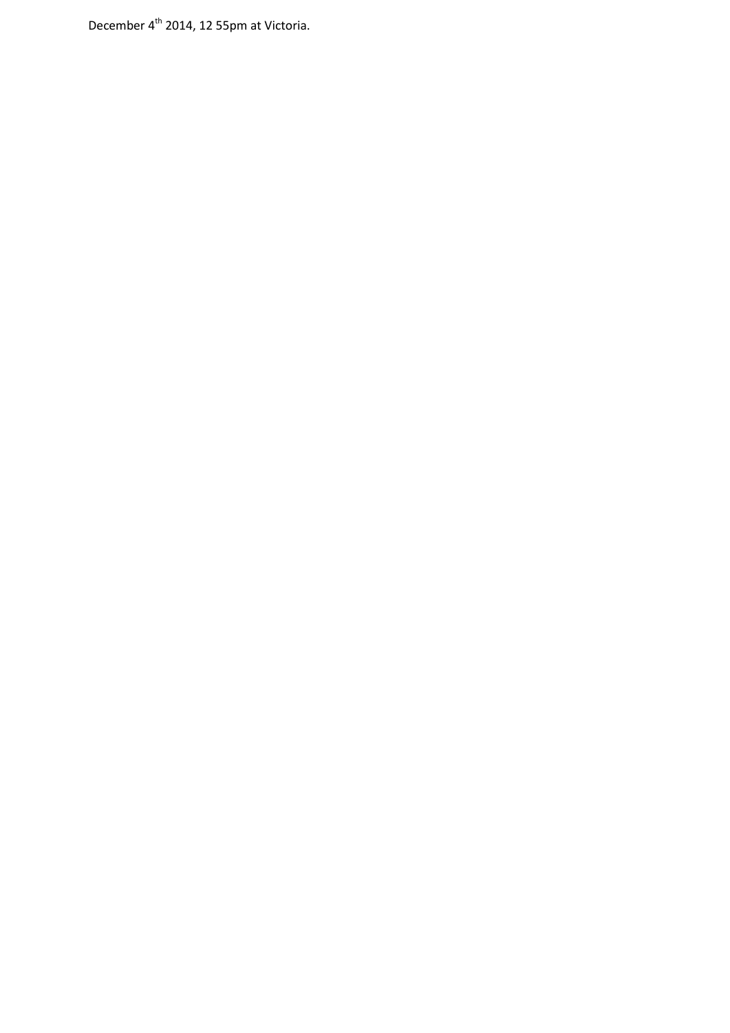December 4th 2014, 12 55pm at Victoria.